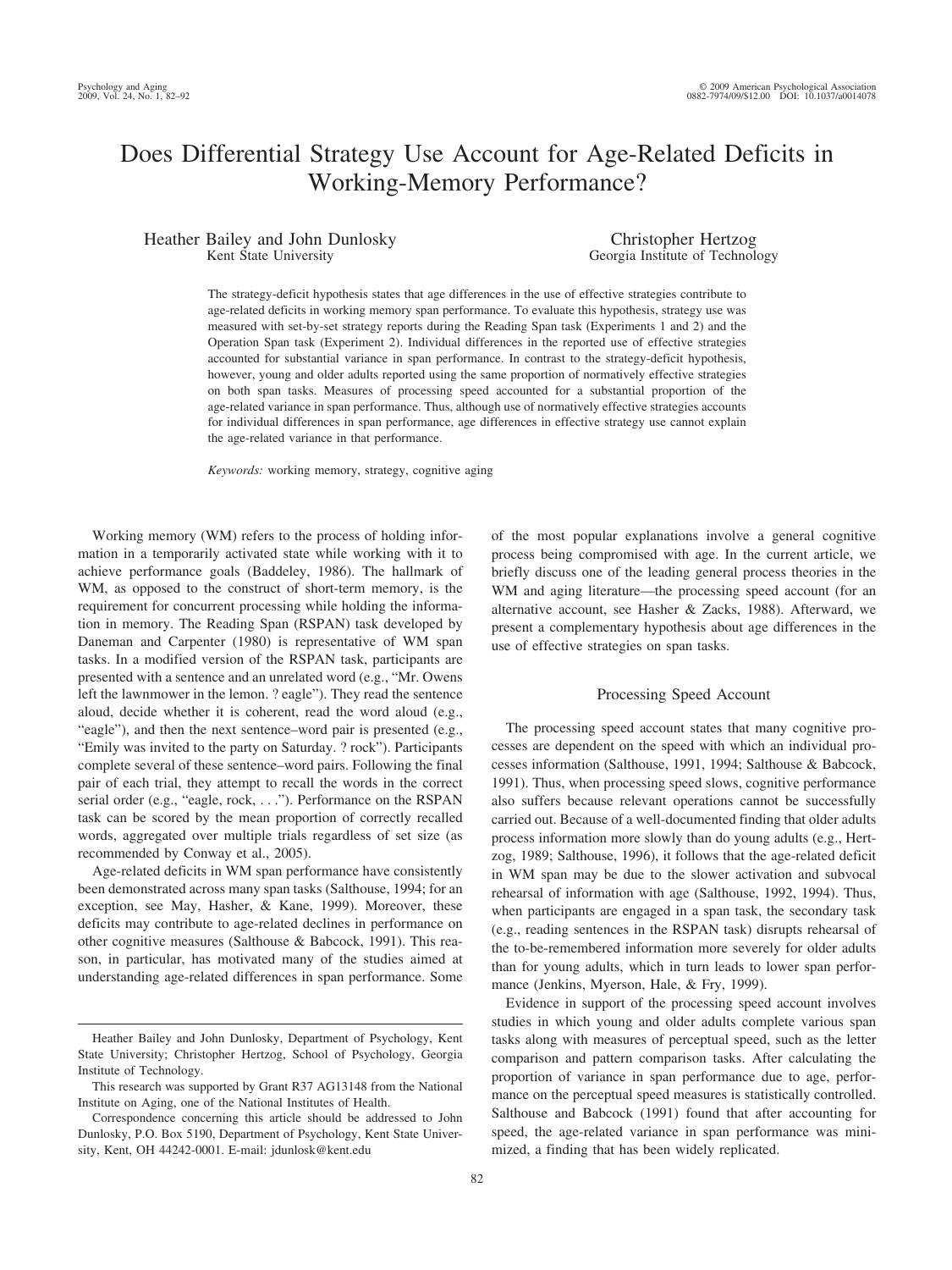# Does Differential Strategy Use Account for Age-Related Deficits in Working-Memory Performance?

Heather Bailey and John Dunlosky
Kent State University

Christopher Hertzog
Georgia Institute of Technology

The strategy-deficit hypothesis states that age differences in the use of effective strategies contribute to age-related deficits in working memory span performance. To evaluate this hypothesis, strategy use was measured with set-by-set strategy reports during the Reading Span task (Experiments 1 and 2) and the Operation Span task (Experiment 2). Individual differences in the reported use of effective strategies accounted for substantial variance in span performance. In contrast to the strategy-deficit hypothesis, however, young and older adults reported using the same proportion of normatively effective strategies on both span tasks. Measures of processing speed accounted for a substantial proportion of the age-related variance in span performance. Thus, although use of normatively effective strategies accounts for individual differences in span performance, age differences in effective strategy use cannot explain the age-related variance in that performance.

*Keywords:* working memory, strategy, cognitive aging

Working memory (WM) refers to the process of holding information in a temporarily activated state while working with it to achieve performance goals (Baddeley, 1986). The hallmark of WM, as opposed to the construct of short-term memory, is the requirement for concurrent processing while holding the information in memory. The Reading Span (RSPAN) task developed by Daneman and Carpenter (1980) is representative of WM span tasks. In a modified version of the RSPAN task, participants are presented with a sentence and an unrelated word (e.g., "Mr. Owens left the lawnmower in the lemon. ? eagle"). They read the sentence aloud, decide whether it is coherent, read the word aloud (e.g., "eagle"), and then the next sentence–word pair is presented (e.g., "Emily was invited to the party on Saturday. ? rock"). Participants complete several of these sentence–word pairs. Following the final pair of each trial, they attempt to recall the words in the correct serial order (e.g., "eagle, rock, . . ."). Performance on the RSPAN task can be scored by the mean proportion of correctly recalled words, aggregated over multiple trials regardless of set size (as recommended by Conway et al., 2005).

Age-related deficits in WM span performance have consistently been demonstrated across many span tasks (Salthouse, 1994; for an exception, see May, Hasher, & Kane, 1999). Moreover, these deficits may contribute to age-related declines in performance on other cognitive measures (Salthouse & Babcock, 1991). This reason, in particular, has motivated many of the studies aimed at understanding age-related differences in span performance. Some of the most popular explanations involve a general cognitive process being compromised with age. In the current article, we briefly discuss one of the leading general process theories in the WM and aging literature—the processing speed account (for an alternative account, see Hasher & Zacks, 1988). Afterward, we present a complementary hypothesis about age differences in the use of effective strategies on span tasks.

## Processing Speed Account

The processing speed account states that many cognitive processes are dependent on the speed with which an individual processes information (Salthouse, 1991, 1994; Salthouse & Babcock, 1991). Thus, when processing speed slows, cognitive performance also suffers because relevant operations cannot be successfully carried out. Because of a well-documented finding that older adults process information more slowly than do young adults (e.g., Hertzog, 1989; Salthouse, 1996), it follows that the age-related deficit in WM span may be due to the slower activation and subvocal rehearsal of information with age (Salthouse, 1992, 1994). Thus, when participants are engaged in a span task, the secondary task (e.g., reading sentences in the RSPAN task) disrupts rehearsal of the to-be-remembered information more severely for older adults than for young adults, which in turn leads to lower span performance (Jenkins, Myerson, Hale, & Fry, 1999).

Evidence in support of the processing speed account involves studies in which young and older adults complete various span tasks along with measures of perceptual speed, such as the letter comparison and pattern comparison tasks. After calculating the proportion of variance in span performance due to age, performance on the perceptual speed measures is statistically controlled. Salthouse and Babcock (1991) found that after accounting for speed, the age-related variance in span performance was minimized, a finding that has been widely replicated.

---

Heather Bailey and John Dunlosky, Department of Psychology, Kent State University; Christopher Hertzog, School of Psychology, Georgia Institute of Technology.

This research was supported by Grant R37 AG13148 from the National Institute on Aging, one of the National Institutes of Health.

Correspondence concerning this article should be addressed to John Dunlosky, P.O. Box 5190, Department of Psychology, Kent State University, Kent, OH 44242-0001. E-mail: jdunlosk@kent.edu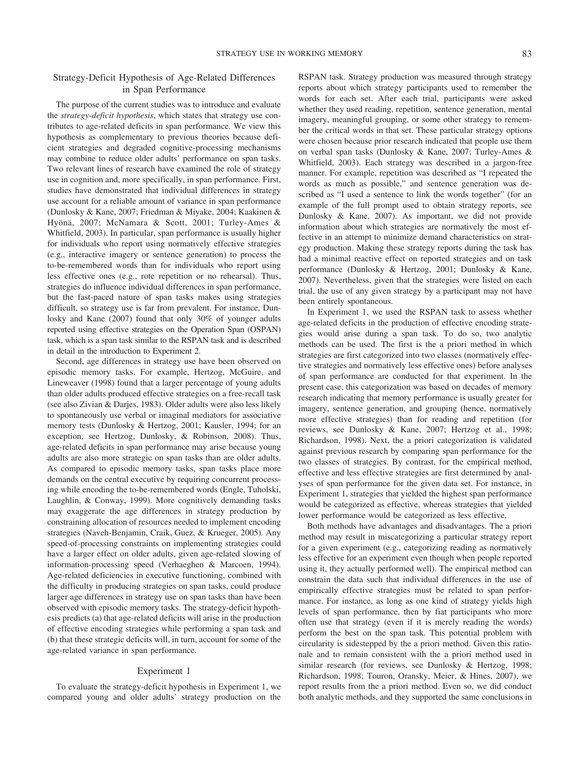## Strategy-Deficit Hypothesis of Age-Related Differences in Span Performance

The purpose of the current studies was to introduce and evaluate the *strategy-deficit hypothesis*, which states that strategy use contributes to age-related deficits in span performance. We view this hypothesis as complementary to previous theories because deficient strategies and degraded cognitive-processing mechanisms may combine to reduce older adults' performance on span tasks. Two relevant lines of research have examined the role of strategy use in cognition and, more specifically, in span performance. First, studies have demonstrated that individual differences in strategy use account for a reliable amount of variance in span performance (Dunlosky & Kane, 2007; Friedman & Miyake, 2004; Kaakinen & Hyönä, 2007; McNamara & Scott, 2001; Turley-Ames & Whitfield, 2003). In particular, span performance is usually higher for individuals who report using normatively effective strategies (e.g., interactive imagery or sentence generation) to process the to-be-remembered words than for individuals who report using less effective ones (e.g., rote repetition or no rehearsal). Thus, strategies do influence individual differences in span performance, but the fast-paced nature of span tasks makes using strategies difficult, so strategy use is far from prevalent. For instance, Dunlosky and Kane (2007) found that only 30% of younger adults reported using effective strategies on the Operation Span (OSPAN) task, which is a span task similar to the RSPAN task and is described in detail in the introduction to Experiment 2.

Second, age differences in strategy use have been observed on episodic memory tasks. For example, Hertzog, McGuire, and Lineweaver (1998) found that a larger percentage of young adults than older adults produced effective strategies on a free-recall task (see also Zivian & Darjes, 1983). Older adults were also less likely to spontaneously use verbal or imaginal mediators for associative memory tests (Dunlosky & Hertzog, 2001; Kausler, 1994; for an exception, see Hertzog, Dunlosky, & Robinson, 2008). Thus, age-related deficits in span performance may arise because young adults are also more strategic on span tasks than are older adults. As compared to episodic memory tasks, span tasks place more demands on the central executive by requiring concurrent processing while encoding the to-be-remembered words (Engle, Tuholski, Laughlin, & Conway, 1999). More cognitively demanding tasks may exaggerate the age differences in strategy production by constraining allocation of resources needed to implement encoding strategies (Naveh-Benjamin, Craik, Guez, & Krueger, 2005). Any speed-of-processing constraints on implementing strategies could have a larger effect on older adults, given age-related slowing of information-processing speed (Verhaeghen & Marcoen, 1994). Age-related deficiencies in executive functioning, combined with the difficulty in producing strategies on span tasks, could produce larger age differences in strategy use on span tasks than have been observed with episodic memory tasks. The strategy-deficit hypothesis predicts (a) that age-related deficits will arise in the production of effective encoding strategies while performing a span task and (b) that these strategic deficits will, in turn, account for some of the age-related variance in span performance.

## Experiment 1

To evaluate the strategy-deficit hypothesis in Experiment 1, we compared young and older adults' strategy production on the RSPAN task. Strategy production was measured through strategy reports about which strategy participants used to remember the words for each set. After each trial, participants were asked whether they used reading, repetition, sentence generation, mental imagery, meaningful grouping, or some other strategy to remember the critical words in that set. These particular strategy options were chosen because prior research indicated that people use them on verbal span tasks (Dunlosky & Kane, 2007; Turley-Ames & Whitfield, 2003). Each strategy was described in a jargon-free manner. For example, repetition was described as "I repeated the words as much as possible," and sentence generation was described as "I used a sentence to link the words together" (for an example of the full prompt used to obtain strategy reports, see Dunlosky & Kane, 2007). As important, we did not provide information about which strategies are normatively the most effective in an attempt to minimize demand characteristics on strategy production. Making these strategy reports during the task has had a minimal reactive effect on reported strategies and on task performance (Dunlosky & Hertzog, 2001; Dunlosky & Kane, 2007). Nevertheless, given that the strategies were listed on each trial, the use of any given strategy by a participant may not have been entirely spontaneous.

In Experiment 1, we used the RSPAN task to assess whether age-related deficits in the production of effective encoding strategies would arise during a span task. To do so, two analytic methods can be used. The first is the a priori method in which strategies are first categorized into two classes (normatively effective strategies and normatively less effective ones) before analyses of span performance are conducted for that experiment. In the present case, this categorization was based on decades of memory research indicating that memory performance is usually greater for imagery, sentence generation, and grouping (hence, normatively more effective strategies) than for reading and repetition (for reviews, see Dunlosky & Kane, 2007; Hertzog et al., 1998; Richardson, 1998). Next, the a priori categorization is validated against previous research by comparing span performance for the two classes of strategies. By contrast, for the empirical method, effective and less effective strategies are first determined by analyses of span performance for the given data set. For instance, in Experiment 1, strategies that yielded the highest span performance would be categorized as effective, whereas strategies that yielded lower performance would be categorized as less effective.

Both methods have advantages and disadvantages. The a priori method may result in miscategorizing a particular strategy report for a given experiment (e.g., categorizing reading as normatively less effective for an experiment even though when people reported using it, they actually performed well). The empirical method can constrain the data such that individual differences in the use of empirically effective strategies must be related to span performance. For instance, as long as one kind of strategy yields high levels of span performance, then by fiat participants who more often use that strategy (even if it is merely reading the words) perform the best on the span task. This potential problem with circularity is sidestepped by the a priori method. Given this rationale and to remain consistent with the a priori method used in similar research (for reviews, see Dunlosky & Hertzog, 1998; Richardson, 1998; Touron, Oransky, Meier, & Hines, 2007), we report results from the a priori method. Even so, we did conduct both analytic methods, and they supported the same conclusions in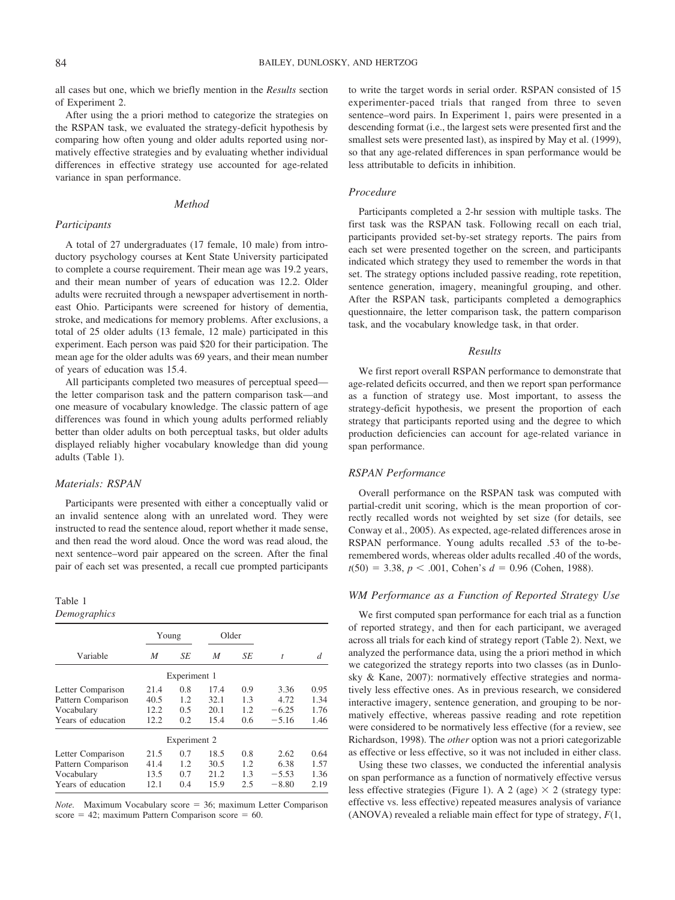all cases but one, which we briefly mention in the *Results* section of Experiment 2.

After using the a priori method to categorize the strategies on the RSPAN task, we evaluated the strategy-deficit hypothesis by comparing how often young and older adults reported using normatively effective strategies and by evaluating whether individual differences in effective strategy use accounted for age-related variance in span performance.

## Method

### Participants

A total of 27 undergraduates (17 female, 10 male) from introductory psychology courses at Kent State University participated to complete a course requirement. Their mean age was 19.2 years, and their mean number of years of education was 12.2. Older adults were recruited through a newspaper advertisement in northeast Ohio. Participants were screened for history of dementia, stroke, and medications for memory problems. After exclusions, a total of 25 older adults (13 female, 12 male) participated in this experiment. Each person was paid $20 for their participation. The mean age for the older adults was 69 years, and their mean number of years of education was 15.4.

All participants completed two measures of perceptual speed—the letter comparison task and the pattern comparison task—and one measure of vocabulary knowledge. The classic pattern of age differences was found in which young adults performed reliably better than older adults on both perceptual tasks, but older adults displayed reliably higher vocabulary knowledge than did young adults (Table 1).

Table 1
*Demographics*

| Variable | Young *M* | Young *SE* | Older *M* | Older *SE* | *t* | *d* |
|---|---|---|---|---|---|---|
| | | | Experiment 1 | | | |
| Letter Comparison | 21.4 | 0.8 | 17.4 | 0.9 | 3.36 | 0.95 |
| Pattern Comparison | 40.5 | 1.2 | 32.1 | 1.3 | 4.72 | 1.34 |
| Vocabulary | 12.2 | 0.5 | 20.1 | 1.2 | −6.25 | 1.76 |
| Years of education | 12.2 | 0.2 | 15.4 | 0.6 | −5.16 | 1.46 |
| | | | Experiment 2 | | | |
| Letter Comparison | 21.5 | 0.7 | 18.5 | 0.8 | 2.62 | 0.64 |
| Pattern Comparison | 41.4 | 1.2 | 30.5 | 1.2 | 6.38 | 1.57 |
| Vocabulary | 13.5 | 0.7 | 21.2 | 1.3 | −5.53 | 1.36 |
| Years of education | 12.1 | 0.4 | 15.9 | 2.5 | −8.80 | 2.19 |

*Note.* Maximum Vocabulary score = 36; maximum Letter Comparison score = 42; maximum Pattern Comparison score = 60.

### Materials: RSPAN

Participants were presented with either a conceptually valid or an invalid sentence along with an unrelated word. They were instructed to read the sentence aloud, report whether it made sense, and then read the word aloud. Once the word was read aloud, the next sentence–word pair appeared on the screen. After the final pair of each set was presented, a recall cue prompted participants to write the target words in serial order. RSPAN consisted of 15 experimenter-paced trials that ranged from three to seven sentence–word pairs. In Experiment 1, pairs were presented in a descending format (i.e., the largest sets were presented first and the smallest sets were presented last), as inspired by May et al. (1999), so that any age-related differences in span performance would be less attributable to deficits in inhibition.

### Procedure

Participants completed a 2-hr session with multiple tasks. The first task was the RSPAN task. Following recall on each trial, participants provided set-by-set strategy reports. The pairs from each set were presented together on the screen, and participants indicated which strategy they used to remember the words in that set. The strategy options included passive reading, rote repetition, sentence generation, imagery, meaningful grouping, and other. After the RSPAN task, participants completed a demographics questionnaire, the letter comparison task, the pattern comparison task, and the vocabulary knowledge task, in that order.

## Results

We first report overall RSPAN performance to demonstrate that age-related deficits occurred, and then we report span performance as a function of strategy use. Most important, to assess the strategy-deficit hypothesis, we present the proportion of each strategy that participants reported using and the degree to which production deficiencies can account for age-related variance in span performance.

### RSPAN Performance

Overall performance on the RSPAN task was computed with partial-credit unit scoring, which is the mean proportion of correctly recalled words not weighted by set size (for details, see Conway et al., 2005). As expected, age-related differences arose in RSPAN performance. Young adults recalled .53 of the to-be-remembered words, whereas older adults recalled .40 of the words, $t(50) = 3.38$, $p < .001$, Cohen's $d = 0.96$ (Cohen, 1988).

### WM Performance as a Function of Reported Strategy Use

We first computed span performance for each trial as a function of reported strategy, and then for each participant, we averaged across all trials for each kind of strategy report (Table 2). Next, we analyzed the performance data, using the a priori method in which we categorized the strategy reports into two classes (as in Dunlosky & Kane, 2007): normatively effective strategies and normatively less effective ones. As in previous research, we considered interactive imagery, sentence generation, and grouping to be normatively effective, whereas passive reading and rote repetition were considered to be normatively less effective (for a review, see Richardson, 1998). The *other* option was not a priori categorizable as effective or less effective, so it was not included in either class.

Using these two classes, we conducted the inferential analysis on span performance as a function of normatively effective versus less effective strategies (Figure 1). A 2 (age) × 2 (strategy type: effective vs. less effective) repeated measures analysis of variance (ANOVA) revealed a reliable main effect for type of strategy, *F*(1,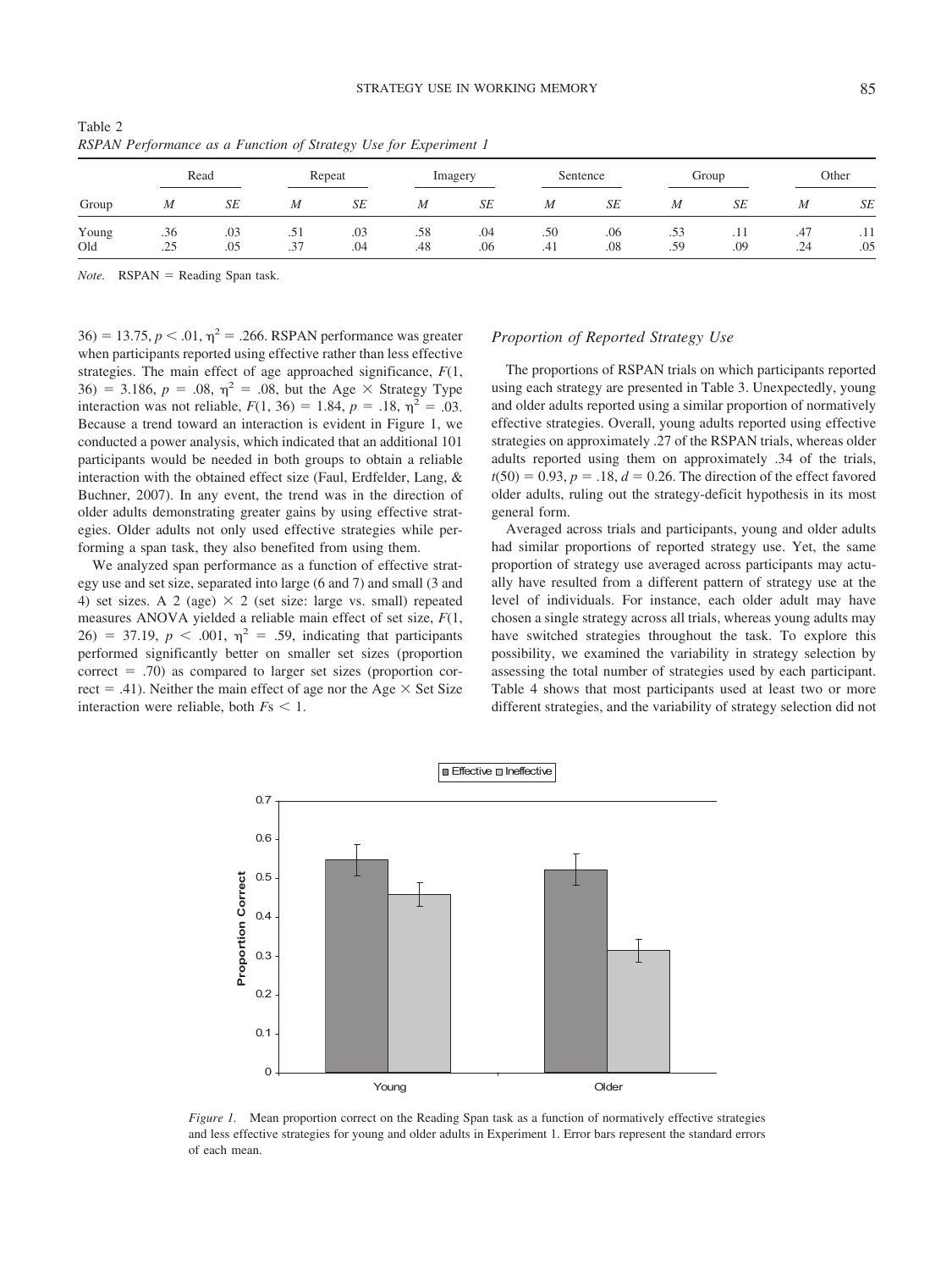Table 2
*RSPAN Performance as a Function of Strategy Use for Experiment 1*

| Group | Read | | Repeat | | Imagery | | Sentence | | Group | | Other | |
|---|---|---|---|---|---|---|---|---|---|---|---|---|
| | *M* | *SE* | *M* | *SE* | *M* | *SE* | *M* | *SE* | *M* | *SE* | *M* | *SE* |
| Young | .36 | .03 | .51 | .03 | .58 | .04 | .50 | .06 | .53 | .11 | .47 | .11 |
| Old | .25 | .05 | .37 | .04 | .48 | .06 | .41 | .08 | .59 | .09 | .24 | .05 |

*Note.* RSPAN = Reading Span task.

$36) = 13.75$, $p < .01$, $\eta^2 = .266$. RSPAN performance was greater when participants reported using effective rather than less effective strategies. The main effect of age approached significance, $F(1, 36) = 3.186$, $p = .08$, $\eta^2 = .08$, but the Age × Strategy Type interaction was not reliable, $F(1, 36) = 1.84$, $p = .18$, $\eta^2 = .03$. Because a trend toward an interaction is evident in Figure 1, we conducted a power analysis, which indicated that an additional 101 participants would be needed in both groups to obtain a reliable interaction with the obtained effect size (Faul, Erdfelder, Lang, & Buchner, 2007). In any event, the trend was in the direction of older adults demonstrating greater gains by using effective strategies. Older adults not only used effective strategies while performing a span task, they also benefited from using them.

We analyzed span performance as a function of effective strategy use and set size, separated into large (6 and 7) and small (3 and 4) set sizes. A 2 (age) × 2 (set size: large vs. small) repeated measures ANOVA yielded a reliable main effect of set size, $F(1, 26) = 37.19$, $p < .001$, $\eta^2 = .59$, indicating that participants performed significantly better on smaller set sizes (proportion correct = .70) as compared to larger set sizes (proportion correct = .41). Neither the main effect of age nor the Age × Set Size interaction were reliable, both $F$s $< 1$.

## Proportion of Reported Strategy Use

The proportions of RSPAN trials on which participants reported using each strategy are presented in Table 3. Unexpectedly, young and older adults reported using a similar proportion of normatively effective strategies. Overall, young adults reported using effective strategies on approximately .27 of the RSPAN trials, whereas older adults reported using them on approximately .34 of the trials, $t(50) = 0.93$, $p = .18$, $d = 0.26$. The direction of the effect favored older adults, ruling out the strategy-deficit hypothesis in its most general form.

Averaged across trials and participants, young and older adults had similar proportions of reported strategy use. Yet, the same proportion of strategy use averaged across participants may actually have resulted from a different pattern of strategy use at the level of individuals. For instance, each older adult may have chosen a single strategy across all trials, whereas young adults may have switched strategies throughout the task. To explore this possibility, we examined the variability in strategy selection by assessing the total number of strategies used by each participant. Table 4 shows that most participants used at least two or more different strategies, and the variability of strategy selection did not

*Figure 1.* Mean proportion correct on the Reading Span task as a function of normatively effective strategies and less effective strategies for young and older adults in Experiment 1. Error bars represent the standard errors of each mean.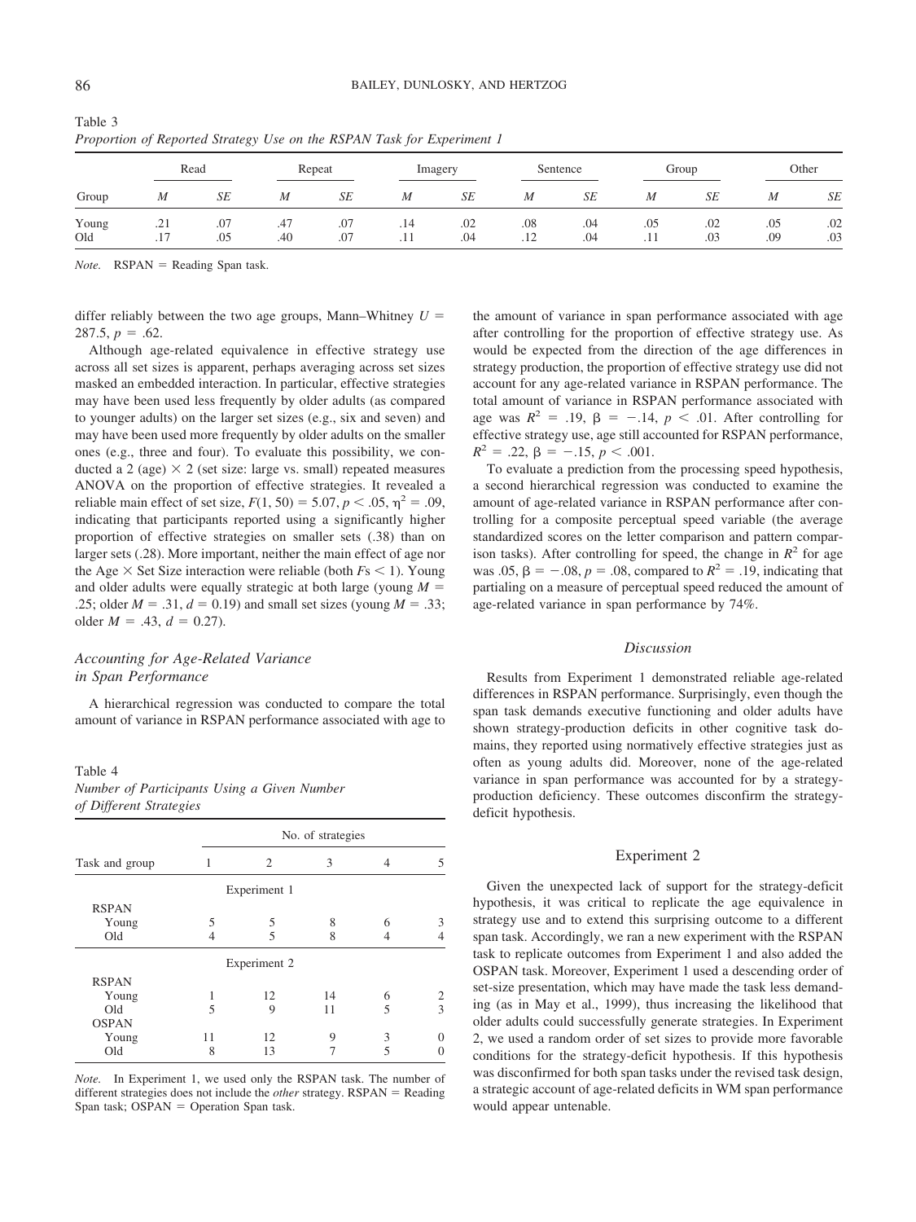Table 3
*Proportion of Reported Strategy Use on the RSPAN Task for Experiment 1*

| Group | Read | | Repeat | | Imagery | | Sentence | | Group | | Other | |
|---|---|---|---|---|---|---|---|---|---|---|---|---|
| | *M* | *SE* | *M* | *SE* | *M* | *SE* | *M* | *SE* | *M* | *SE* | *M* | *SE* |
| Young | .21 | .07 | .47 | .07 | .14 | .02 | .08 | .04 | .05 | .02 | .05 | .02 |
| Old | .17 | .05 | .40 | .07 | .11 | .04 | .12 | .04 | .11 | .03 | .09 | .03 |

*Note.* RSPAN = Reading Span task.

differ reliably between the two age groups, Mann–Whitney $U = 287.5$, $p = .62$.

Although age-related equivalence in effective strategy use across all set sizes is apparent, perhaps averaging across set sizes masked an embedded interaction. In particular, effective strategies may have been used less frequently by older adults (as compared to younger adults) on the larger set sizes (e.g., six and seven) and may have been used more frequently by older adults on the smaller ones (e.g., three and four). To evaluate this possibility, we conducted a 2 (age) × 2 (set size: large vs. small) repeated measures ANOVA on the proportion of effective strategies. It revealed a reliable main effect of set size, $F(1, 50) = 5.07$, $p < .05$, $\eta^2 = .09$, indicating that participants reported using a significantly higher proportion of effective strategies on smaller sets (.38) than on larger sets (.28). More important, neither the main effect of age nor the Age × Set Size interaction were reliable (both $Fs < 1$). Young and older adults were equally strategic at both large (young $M = .25$; older $M = .31$, $d = 0.19$) and small set sizes (young $M = .33$; older $M = .43$, $d = 0.27$).

### Accounting for Age-Related Variance in Span Performance

A hierarchical regression was conducted to compare the total amount of variance in RSPAN performance associated with age to the amount of variance in span performance associated with age after controlling for the proportion of effective strategy use. As would be expected from the direction of the age differences in strategy production, the proportion of effective strategy use did not account for any age-related variance in RSPAN performance. The total amount of variance in RSPAN performance associated with age was $R^2 = .19$, $\beta = -.14$, $p < .01$. After controlling for effective strategy use, age still accounted for RSPAN performance, $R^2 = .22$, $\beta = -.15$, $p < .001$.

To evaluate a prediction from the processing speed hypothesis, a second hierarchical regression was conducted to examine the amount of age-related variance in RSPAN performance after controlling for a composite perceptual speed variable (the average standardized scores on the letter comparison and pattern comparison tasks). After controlling for speed, the change in $R^2$ for age was .05, $\beta = -.08$, $p = .08$, compared to $R^2 = .19$, indicating that partialing on a measure of perceptual speed reduced the amount of age-related variance in span performance by 74%.

Table 4
*Number of Participants Using a Given Number of Different Strategies*

| Task and group | No. of strategies 1 | 2 | 3 | 4 | 5 |
|---|---|---|---|---|---|
| **Experiment 1** | | | | | |
| RSPAN | | | | | |
| Young | 5 | 5 | 8 | 6 | 3 |
| Old | 4 | 5 | 8 | 4 | 4 |
| **Experiment 2** | | | | | |
| RSPAN | | | | | |
| Young | 1 | 12 | 14 | 6 | 2 |
| Old | 5 | 9 | 11 | 5 | 3 |
| OSPAN | | | | | |
| Young | 11 | 12 | 9 | 3 | 0 |
| Old | 8 | 13 | 7 | 5 | 0 |

*Note.* In Experiment 1, we used only the RSPAN task. The number of different strategies does not include the *other* strategy. RSPAN = Reading Span task; OSPAN = Operation Span task.

### Discussion

Results from Experiment 1 demonstrated reliable age-related differences in RSPAN performance. Surprisingly, even though the span task demands executive functioning and older adults have shown strategy-production deficits in other cognitive task domains, they reported using normatively effective strategies just as often as young adults did. Moreover, none of the age-related variance in span performance was accounted for by a strategy-production deficiency. These outcomes disconfirm the strategy-deficit hypothesis.

## Experiment 2

Given the unexpected lack of support for the strategy-deficit hypothesis, it was critical to replicate the age equivalence in strategy use and to extend this surprising outcome to a different span task. Accordingly, we ran a new experiment with the RSPAN task to replicate outcomes from Experiment 1 and also added the OSPAN task. Moreover, Experiment 1 used a descending order of set-size presentation, which may have made the task less demanding (as in May et al., 1999), thus increasing the likelihood that older adults could successfully generate strategies. In Experiment 2, we used a random order of set sizes to provide more favorable conditions for the strategy-deficit hypothesis. If this hypothesis was disconfirmed for both span tasks under the revised task design, a strategic account of age-related deficits in WM span performance would appear untenable.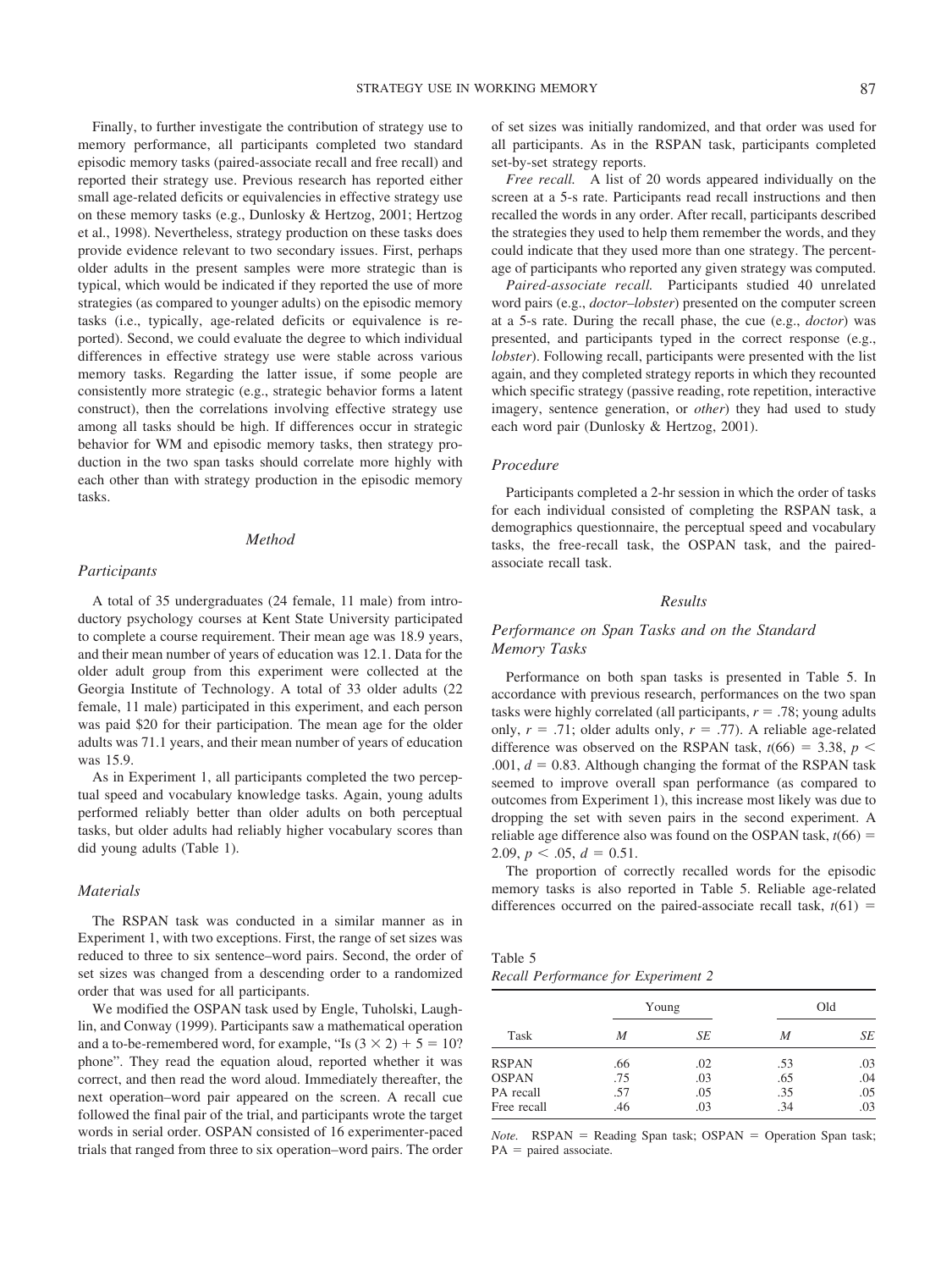Finally, to further investigate the contribution of strategy use to memory performance, all participants completed two standard episodic memory tasks (paired-associate recall and free recall) and reported their strategy use. Previous research has reported either small age-related deficits or equivalencies in effective strategy use on these memory tasks (e.g., Dunlosky & Hertzog, 2001; Hertzog et al., 1998). Nevertheless, strategy production on these tasks does provide evidence relevant to two secondary issues. First, perhaps older adults in the present samples were more strategic than is typical, which would be indicated if they reported the use of more strategies (as compared to younger adults) on the episodic memory tasks (i.e., typically, age-related deficits or equivalence is reported). Second, we could evaluate the degree to which individual differences in effective strategy use were stable across various memory tasks. Regarding the latter issue, if some people are consistently more strategic (e.g., strategic behavior forms a latent construct), then the correlations involving effective strategy use among all tasks should be high. If differences occur in strategic behavior for WM and episodic memory tasks, then strategy production in the two span tasks should correlate more highly with each other than with strategy production in the episodic memory tasks.

## Method

### Participants

A total of 35 undergraduates (24 female, 11 male) from introductory psychology courses at Kent State University participated to complete a course requirement. Their mean age was 18.9 years, and their mean number of years of education was 12.1. Data for the older adult group from this experiment were collected at the Georgia Institute of Technology. A total of 33 older adults (22 female, 11 male) participated in this experiment, and each person was paid $20 for their participation. The mean age for the older adults was 71.1 years, and their mean number of years of education was 15.9.

As in Experiment 1, all participants completed the two perceptual speed and vocabulary knowledge tasks. Again, young adults performed reliably better than older adults on both perceptual tasks, but older adults had reliably higher vocabulary scores than did young adults (Table 1).

### Materials

The RSPAN task was conducted in a similar manner as in Experiment 1, with two exceptions. First, the range of set sizes was reduced to three to six sentence–word pairs. Second, the order of set sizes was changed from a descending order to a randomized order that was used for all participants.

We modified the OSPAN task used by Engle, Tuholski, Laughlin, and Conway (1999). Participants saw a mathematical operation and a to-be-remembered word, for example, "Is $(3 \times 2) + 5 = 10$? phone". They read the equation aloud, reported whether it was correct, and then read the word aloud. Immediately thereafter, the next operation–word pair appeared on the screen. A recall cue followed the final pair of the trial, and participants wrote the target words in serial order. OSPAN consisted of 16 experimenter-paced trials that ranged from three to six operation–word pairs. The order of set sizes was initially randomized, and that order was used for all participants. As in the RSPAN task, participants completed set-by-set strategy reports.

*Free recall.* A list of 20 words appeared individually on the screen at a 5-s rate. Participants read recall instructions and then recalled the words in any order. After recall, participants described the strategies they used to help them remember the words, and they could indicate that they used more than one strategy. The percentage of participants who reported any given strategy was computed.

*Paired-associate recall.* Participants studied 40 unrelated word pairs (e.g., *doctor–lobster*) presented on the computer screen at a 5-s rate. During the recall phase, the cue (e.g., *doctor*) was presented, and participants typed in the correct response (e.g., *lobster*). Following recall, participants were presented with the list again, and they completed strategy reports in which they recounted which specific strategy (passive reading, rote repetition, interactive imagery, sentence generation, or *other*) they had used to study each word pair (Dunlosky & Hertzog, 2001).

### Procedure

Participants completed a 2-hr session in which the order of tasks for each individual consisted of completing the RSPAN task, a demographics questionnaire, the perceptual speed and vocabulary tasks, the free-recall task, the OSPAN task, and the paired-associate recall task.

## Results

### Performance on Span Tasks and on the Standard Memory Tasks

Performance on both span tasks is presented in Table 5. In accordance with previous research, performances on the two span tasks were highly correlated (all participants, $r = .78$; young adults only, $r = .71$; older adults only, $r = .77$). A reliable age-related difference was observed on the RSPAN task, $t(66) = 3.38$, $p < .001$, $d = 0.83$. Although changing the format of the RSPAN task seemed to improve overall span performance (as compared to outcomes from Experiment 1), this increase most likely was due to dropping the set with seven pairs in the second experiment. A reliable age difference also was found on the OSPAN task, $t(66) = 2.09$, $p < .05$, $d = 0.51$.

The proportion of correctly recalled words for the episodic memory tasks is also reported in Table 5. Reliable age-related differences occurred on the paired-associate recall task, $t(61) =$

Table 5
*Recall Performance for Experiment 2*

| | Young | | Old | |
|---|---|---|---|---|
| Task | *M* | *SE* | *M* | *SE* |
| RSPAN | .66 | .02 | .53 | .03 |
| OSPAN | .75 | .03 | .65 | .04 |
| PA recall | .57 | .05 | .35 | .05 |
| Free recall | .46 | .03 | .34 | .03 |

*Note.* RSPAN = Reading Span task; OSPAN = Operation Span task; PA = paired associate.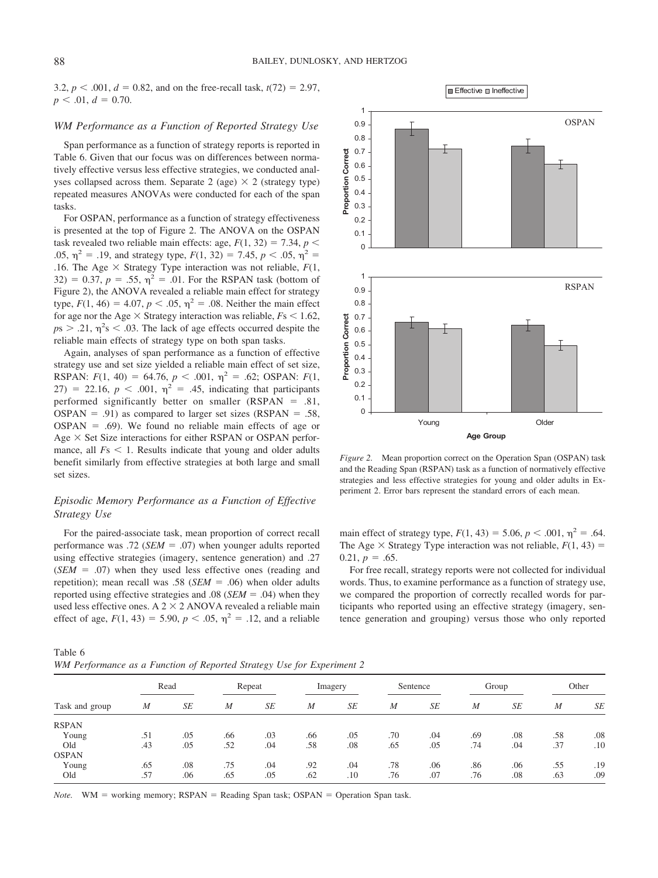3.2, $p < .001$, $d = 0.82$, and on the free-recall task, $t(72) = 2.97$, $p < .01$, $d = 0.70$.

### *WM Performance as a Function of Reported Strategy Use*

Span performance as a function of strategy reports is reported in Table 6. Given that our focus was on differences between normatively effective versus less effective strategies, we conducted analyses collapsed across them. Separate 2 (age) × 2 (strategy type) repeated measures ANOVAs were conducted for each of the span tasks.

For OSPAN, performance as a function of strategy effectiveness is presented at the top of Figure 2. The ANOVA on the OSPAN task revealed two reliable main effects: age, $F(1, 32) = 7.34$, $p < .05$, $\eta^2 = .19$, and strategy type, $F(1, 32) = 7.45$, $p < .05$, $\eta^2 = .16$. The Age × Strategy Type interaction was not reliable, $F(1, 32) = 0.37$, $p = .55$, $\eta^2 = .01$. For the RSPAN task (bottom of Figure 2), the ANOVA revealed a reliable main effect for strategy type, $F(1, 46) = 4.07$, $p < .05$, $\eta^2 = .08$. Neither the main effect for age nor the Age × Strategy interaction was reliable, $Fs < 1.62$, $ps > .21$, $\eta^2\text{s} < .03$. The lack of age effects occurred despite the reliable main effects of strategy type on both span tasks.

Again, analyses of span performance as a function of effective strategy use and set size yielded a reliable main effect of set size, RSPAN: $F(1, 40) = 64.76$, $p < .001$, $\eta^2 = .62$; OSPAN: $F(1, 27) = 22.16$, $p < .001$, $\eta^2 = .45$, indicating that participants performed significantly better on smaller (RSPAN = .81, OSPAN = .91) as compared to larger set sizes (RSPAN = .58, OSPAN = .69). We found no reliable main effects of age or Age × Set Size interactions for either RSPAN or OSPAN performance, all $Fs < 1$. Results indicate that young and older adults benefit similarly from effective strategies at both large and small set sizes.

### *Episodic Memory Performance as a Function of Effective Strategy Use*

For the paired-associate task, mean proportion of correct recall performance was .72 (*SEM* = .07) when younger adults reported using effective strategies (imagery, sentence generation) and .27 (*SEM* = .07) when they used less effective ones (reading and repetition); mean recall was .58 (*SEM* = .06) when older adults reported using effective strategies and .08 (*SEM* = .04) when they used less effective ones. A 2 × 2 ANOVA revealed a reliable main effect of age, $F(1, 43) = 5.90$, $p < .05$, $\eta^2 = .12$, and a reliable main effect of strategy type, $F(1, 43) = 5.06$, $p < .001$, $\eta^2 = .64$. The Age × Strategy Type interaction was not reliable, $F(1, 43) = 0.21$, $p = .65$.

For free recall, strategy reports were not collected for individual words. Thus, to examine performance as a function of strategy use, we compared the proportion of correctly recalled words for participants who reported using an effective strategy (imagery, sentence generation and grouping) versus those who only reported

*Figure 2.* Mean proportion correct on the Operation Span (OSPAN) task and the Reading Span (RSPAN) task as a function of normatively effective strategies and less effective strategies for young and older adults in Experiment 2. Error bars represent the standard errors of each mean.

Table 6
*WM Performance as a Function of Reported Strategy Use for Experiment 2*

| Task and group | Read | | Repeat | | Imagery | | Sentence | | Group | | Other | |
|---|---|---|---|---|---|---|---|---|---|---|---|---|
| | *M* | *SE* | *M* | *SE* | *M* | *SE* | *M* | *SE* | *M* | *SE* | *M* | *SE* |
| RSPAN | | | | | | | | | | | | |
| Young | .51 | .05 | .66 | .03 | .66 | .05 | .70 | .04 | .69 | .08 | .58 | .08 |
| Old | .43 | .05 | .52 | .04 | .58 | .08 | .65 | .05 | .74 | .04 | .37 | .10 |
| OSPAN | | | | | | | | | | | | |
| Young | .65 | .08 | .75 | .04 | .92 | .04 | .78 | .06 | .86 | .06 | .55 | .19 |
| Old | .57 | .06 | .65 | .05 | .62 | .10 | .76 | .07 | .76 | .08 | .63 | .09 |

*Note.* WM = working memory; RSPAN = Reading Span task; OSPAN = Operation Span task.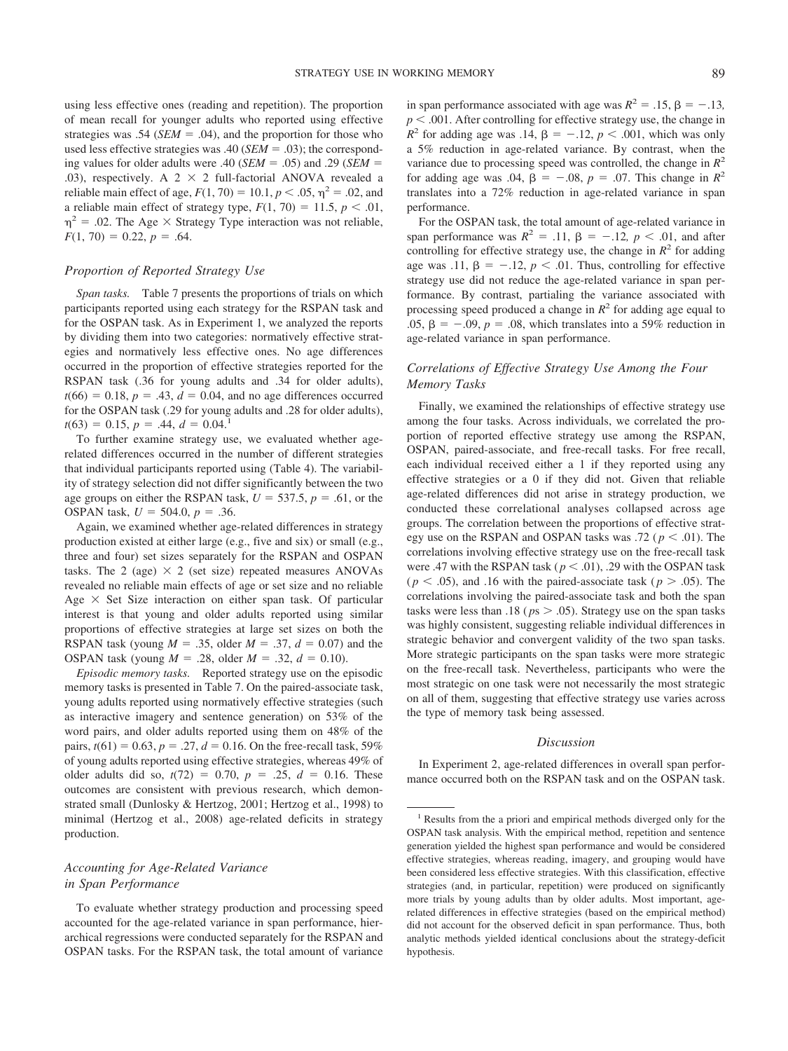using less effective ones (reading and repetition). The proportion of mean recall for younger adults who reported using effective strategies was .54 ($SEM$ = .04), and the proportion for those who used less effective strategies was .40 ($SEM$ = .03); the corresponding values for older adults were .40 ($SEM$ = .05) and .29 ($SEM$ = .03), respectively. A 2 × 2 full-factorial ANOVA revealed a reliable main effect of age, $F(1, 70) = 10.1$, $p < .05$, $\eta^2 = .02$, and a reliable main effect of strategy type, $F(1, 70) = 11.5$, $p < .01$, $\eta^2 = .02$. The Age × Strategy Type interaction was not reliable, $F(1, 70) = 0.22$, $p = .64$.

### *Proportion of Reported Strategy Use*

*Span tasks.* Table 7 presents the proportions of trials on which participants reported using each strategy for the RSPAN task and for the OSPAN task. As in Experiment 1, we analyzed the reports by dividing them into two categories: normatively effective strategies and normatively less effective ones. No age differences occurred in the proportion of effective strategies reported for the RSPAN task (.36 for young adults and .34 for older adults), $t(66) = 0.18$, $p = .43$, $d = 0.04$, and no age differences occurred for the OSPAN task (.29 for young adults and .28 for older adults), $t(63) = 0.15$, $p = .44$, $d = 0.04$.[1]

To further examine strategy use, we evaluated whether age-related differences occurred in the number of different strategies that individual participants reported using (Table 4). The variability of strategy selection did not differ significantly between the two age groups on either the RSPAN task, $U = 537.5$, $p = .61$, or the OSPAN task, $U = 504.0$, $p = .36$.

Again, we examined whether age-related differences in strategy production existed at either large (e.g., five and six) or small (e.g., three and four) set sizes separately for the RSPAN and OSPAN tasks. The 2 (age) × 2 (set size) repeated measures ANOVAs revealed no reliable main effects of age or set size and no reliable Age × Set Size interaction on either span task. Of particular interest is that young and older adults reported using similar proportions of effective strategies at large set sizes on both the RSPAN task (young $M$ = .35, older $M$ = .37, $d = 0.07$) and the OSPAN task (young $M$ = .28, older $M$ = .32, $d = 0.10$).

*Episodic memory tasks.* Reported strategy use on the episodic memory tasks is presented in Table 7. On the paired-associate task, young adults reported using normatively effective strategies (such as interactive imagery and sentence generation) on 53% of the word pairs, and older adults reported using them on 48% of the pairs, $t(61) = 0.63$, $p = .27$, $d = 0.16$. On the free-recall task, 59% of young adults reported using effective strategies, whereas 49% of older adults did so, $t(72) = 0.70$, $p = .25$, $d = 0.16$. These outcomes are consistent with previous research, which demonstrated small (Dunlosky & Hertzog, 2001; Hertzog et al., 1998) to minimal (Hertzog et al., 2008) age-related deficits in strategy production.

### *Accounting for Age-Related Variance in Span Performance*

To evaluate whether strategy production and processing speed accounted for the age-related variance in span performance, hierarchical regressions were conducted separately for the RSPAN and OSPAN tasks. For the RSPAN task, the total amount of variance in span performance associated with age was $R^2 = .15$, $\beta = -.13$, $p < .001$. After controlling for effective strategy use, the change in $R^2$ for adding age was .14, $\beta = -.12$, $p < .001$, which was only a 5% reduction in age-related variance. By contrast, when the variance due to processing speed was controlled, the change in $R^2$ for adding age was .04, $\beta = -.08$, $p = .07$. This change in $R^2$ translates into a 72% reduction in age-related variance in span performance.

For the OSPAN task, the total amount of age-related variance in span performance was $R^2 = .11$, $\beta = -.12$, $p < .01$, and after controlling for effective strategy use, the change in $R^2$ for adding age was .11, $\beta = -.12$, $p < .01$. Thus, controlling for effective strategy use did not reduce the age-related variance in span performance. By contrast, partialing the variance associated with processing speed produced a change in $R^2$ for adding age equal to .05, $\beta = -.09$, $p = .08$, which translates into a 59% reduction in age-related variance in span performance.

### *Correlations of Effective Strategy Use Among the Four Memory Tasks*

Finally, we examined the relationships of effective strategy use among the four tasks. Across individuals, we correlated the proportion of reported effective strategy use among the RSPAN, OSPAN, paired-associate, and free-recall tasks. For free recall, each individual received either a 1 if they reported using any effective strategies or a 0 if they did not. Given that reliable age-related differences did not arise in strategy production, we conducted these correlational analyses collapsed across age groups. The correlation between the proportions of effective strategy use on the RSPAN and OSPAN tasks was .72 ($p < .01$). The correlations involving effective strategy use on the free-recall task were .47 with the RSPAN task ($p < .01$), .29 with the OSPAN task ($p < .05$), and .16 with the paired-associate task ($p > .05$). The correlations involving the paired-associate task and both the span tasks were less than .18 ($p$s > .05). Strategy use on the span tasks was highly consistent, suggesting reliable individual differences in strategic behavior and convergent validity of the two span tasks. More strategic participants on the span tasks were more strategic on the free-recall task. Nevertheless, participants who were the most strategic on one task were not necessarily the most strategic on all of them, suggesting that effective strategy use varies across the type of memory task being assessed.

### *Discussion*

In Experiment 2, age-related differences in overall span performance occurred both on the RSPAN task and on the OSPAN task.

---

[1] Results from the a priori and empirical methods diverged only for the OSPAN task analysis. With the empirical method, repetition and sentence generation yielded the highest span performance and would be considered effective strategies, whereas reading, imagery, and grouping would have been considered less effective strategies. With this classification, effective strategies (and, in particular, repetition) were produced on significantly more trials by young adults than by older adults. Most important, age-related differences in effective strategies (based on the empirical method) did not account for the observed deficit in span performance. Thus, both analytic methods yielded identical conclusions about the strategy-deficit hypothesis.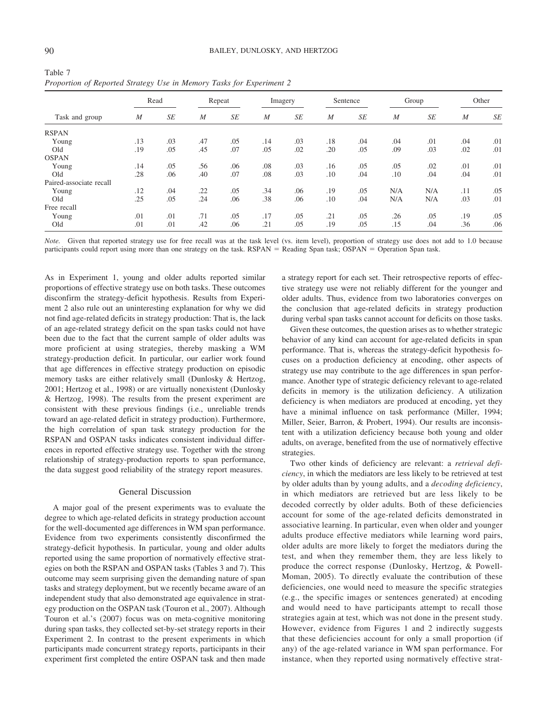Table 7
*Proportion of Reported Strategy Use in Memory Tasks for Experiment 2*

| Task and group | Read | | Repeat | | Imagery | | Sentence | | Group | | Other | |
|---|---|---|---|---|---|---|---|---|---|---|---|---|
| | *M* | *SE* | *M* | *SE* | *M* | *SE* | *M* | *SE* | *M* | *SE* | *M* | *SE* |
| RSPAN | | | | | | | | | | | | |
| Young | .13 | .03 | .47 | .05 | .14 | .03 | .18 | .04 | .04 | .01 | .04 | .01 |
| Old | .19 | .05 | .45 | .07 | .05 | .02 | .20 | .05 | .09 | .03 | .02 | .01 |
| OSPAN | | | | | | | | | | | | |
| Young | .14 | .05 | .56 | .06 | .08 | .03 | .16 | .05 | .05 | .02 | .01 | .01 |
| Old | .28 | .06 | .40 | .07 | .08 | .03 | .10 | .04 | .10 | .04 | .04 | .01 |
| Paired-associate recall | | | | | | | | | | | | |
| Young | .12 | .04 | .22 | .05 | .34 | .06 | .19 | .05 | N/A | N/A | .11 | .05 |
| Old | .25 | .05 | .24 | .06 | .38 | .06 | .10 | .04 | N/A | N/A | .03 | .01 |
| Free recall | | | | | | | | | | | | |
| Young | .01 | .01 | .71 | .05 | .17 | .05 | .21 | .05 | .26 | .05 | .19 | .05 |
| Old | .01 | .01 | .42 | .06 | .21 | .05 | .19 | .05 | .15 | .04 | .36 | .06 |

*Note.* Given that reported strategy use for free recall was at the task level (vs. item level), proportion of strategy use does not add to 1.0 because participants could report using more than one strategy on the task. RSPAN = Reading Span task; OSPAN = Operation Span task.

As in Experiment 1, young and older adults reported similar proportions of effective strategy use on both tasks. These outcomes disconfirm the strategy-deficit hypothesis. Results from Experiment 2 also rule out an uninteresting explanation for why we did not find age-related deficits in strategy production: That is, the lack of an age-related strategy deficit on the span tasks could not have been due to the fact that the current sample of older adults was more proficient at using strategies, thereby masking a WM strategy-production deficit. In particular, our earlier work found that age differences in effective strategy production on episodic memory tasks are either relatively small (Dunlosky & Hertzog, 2001; Hertzog et al., 1998) or are virtually nonexistent (Dunlosky & Hertzog, 1998). The results from the present experiment are consistent with these previous findings (i.e., unreliable trends toward an age-related deficit in strategy production). Furthermore, the high correlation of span task strategy production for the RSPAN and OSPAN tasks indicates consistent individual differences in reported effective strategy use. Together with the strong relationship of strategy-production reports to span performance, the data suggest good reliability of the strategy report measures.

## General Discussion

A major goal of the present experiments was to evaluate the degree to which age-related deficits in strategy production account for the well-documented age differences in WM span performance. Evidence from two experiments consistently disconfirmed the strategy-deficit hypothesis. In particular, young and older adults reported using the same proportion of normatively effective strategies on both the RSPAN and OSPAN tasks (Tables 3 and 7). This outcome may seem surprising given the demanding nature of span tasks and strategy deployment, but we recently became aware of an independent study that also demonstrated age equivalence in strategy production on the OSPAN task (Touron et al., 2007). Although Touron et al.'s (2007) focus was on meta-cognitive monitoring during span tasks, they collected set-by-set strategy reports in their Experiment 2. In contrast to the present experiments in which participants made concurrent strategy reports, participants in their experiment first completed the entire OSPAN task and then made a strategy report for each set. Their retrospective reports of effective strategy use were not reliably different for the younger and older adults. Thus, evidence from two laboratories converges on the conclusion that age-related deficits in strategy production during verbal span tasks cannot account for deficits on those tasks.

Given these outcomes, the question arises as to whether strategic behavior of any kind can account for age-related deficits in span performance. That is, whereas the strategy-deficit hypothesis focuses on a production deficiency at encoding, other aspects of strategy use may contribute to the age differences in span performance. Another type of strategic deficiency relevant to age-related deficits in memory is the utilization deficiency. A utilization deficiency is when mediators are produced at encoding, yet they have a minimal influence on task performance (Miller, 1994; Miller, Seier, Barron, & Probert, 1994). Our results are inconsistent with a utilization deficiency because both young and older adults, on average, benefited from the use of normatively effective strategies.

Two other kinds of deficiency are relevant: a *retrieval deficiency*, in which the mediators are less likely to be retrieved at test by older adults than by young adults, and a *decoding deficiency*, in which mediators are retrieved but are less likely to be decoded correctly by older adults. Both of these deficiencies account for some of the age-related deficits demonstrated in associative learning. In particular, even when older and younger adults produce effective mediators while learning word pairs, older adults are more likely to forget the mediators during the test, and when they remember them, they are less likely to produce the correct response (Dunlosky, Hertzog, & Powell-Moman, 2005). To directly evaluate the contribution of these deficiencies, one would need to measure the specific strategies (e.g., the specific images or sentences generated) at encoding and would need to have participants attempt to recall those strategies again at test, which was not done in the present study. However, evidence from Figures 1 and 2 indirectly suggests that these deficiencies account for only a small proportion (if any) of the age-related variance in WM span performance. For instance, when they reported using normatively effective strat-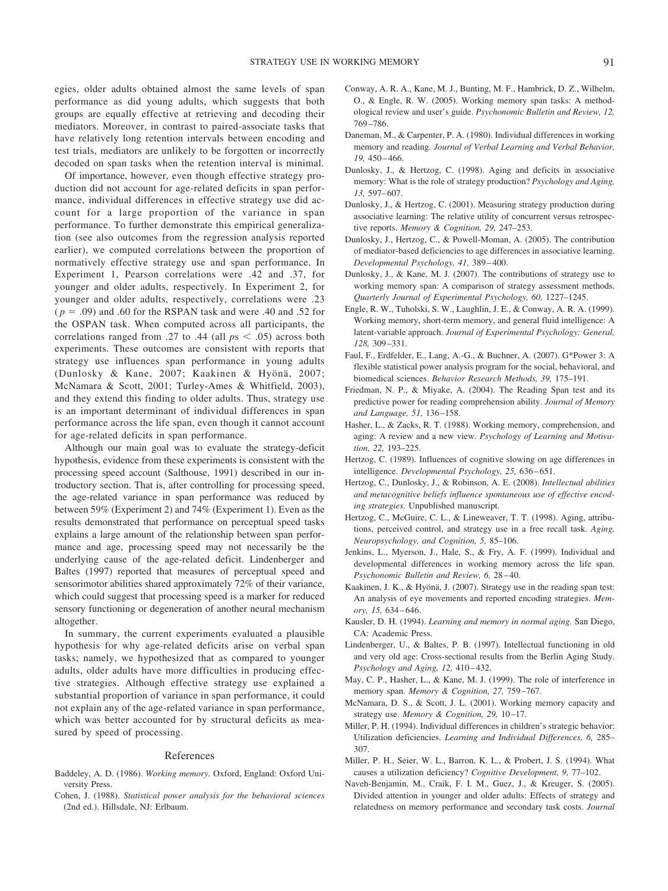egies, older adults obtained almost the same levels of span performance as did young adults, which suggests that both groups are equally effective at retrieving and decoding their mediators. Moreover, in contrast to paired-associate tasks that have relatively long retention intervals between encoding and test trials, mediators are unlikely to be forgotten or incorrectly decoded on span tasks when the retention interval is minimal.

Of importance, however, even though effective strategy production did not account for age-related deficits in span performance, individual differences in effective strategy use did account for a large proportion of the variance in span performance. To further demonstrate this empirical generalization (see also outcomes from the regression analysis reported earlier), we computed correlations between the proportion of normatively effective strategy use and span performance. In Experiment 1, Pearson correlations were .42 and .37, for younger and older adults, respectively. In Experiment 2, for younger and older adults, respectively, correlations were .23 ($p = .09$) and .60 for the RSPAN task and were .40 and .52 for the OSPAN task. When computed across all participants, the correlations ranged from .27 to .44 (all $p\text{s} < .05$) across both experiments. These outcomes are consistent with reports that strategy use influences span performance in young adults (Dunlosky & Kane, 2007; Kaakinen & Hyönä, 2007; McNamara & Scott, 2001; Turley-Ames & Whitfield, 2003), and they extend this finding to older adults. Thus, strategy use is an important determinant of individual differences in span performance across the life span, even though it cannot account for age-related deficits in span performance.

Although our main goal was to evaluate the strategy-deficit hypothesis, evidence from these experiments is consistent with the processing speed account (Salthouse, 1991) described in our introductory section. That is, after controlling for processing speed, the age-related variance in span performance was reduced by between 59% (Experiment 2) and 74% (Experiment 1). Even as the results demonstrated that performance on perceptual speed tasks explains a large amount of the relationship between span performance and age, processing speed may not necessarily be the underlying cause of the age-related deficit. Lindenberger and Baltes (1997) reported that measures of perceptual speed and sensorimotor abilities shared approximately 72% of their variance, which could suggest that processing speed is a marker for reduced sensory functioning or degeneration of another neural mechanism altogether.

In summary, the current experiments evaluated a plausible hypothesis for why age-related deficits arise on verbal span tasks; namely, we hypothesized that as compared to younger adults, older adults have more difficulties in producing effective strategies. Although effective strategy use explained a substantial proportion of variance in span performance, it could not explain any of the age-related variance in span performance, which was better accounted for by structural deficits as measured by speed of processing.

## References

Baddeley, A. D. (1986). *Working memory.* Oxford, England: Oxford University Press.

Cohen, J. (1988). *Statistical power analysis for the behavioral sciences* (2nd ed.). Hillsdale, NJ: Erlbaum.

Conway, A. R. A., Kane, M. J., Bunting, M. F., Hambrick, D. Z., Wilhelm, O., & Engle, R. W. (2005). Working memory span tasks: A methodological review and user's guide. *Psychonomic Bulletin and Review, 12,* 769–786.

Daneman, M., & Carpenter, P. A. (1980). Individual differences in working memory and reading. *Journal of Verbal Learning and Verbal Behavior, 19,* 450–466.

Dunlosky, J., & Hertzog, C. (1998). Aging and deficits in associative memory: What is the role of strategy production? *Psychology and Aging, 13,* 597–607.

Dunlosky, J., & Hertzog, C. (2001). Measuring strategy production during associative learning: The relative utility of concurrent versus retrospective reports. *Memory & Cognition, 29,* 247–253.

Dunlosky, J., Hertzog, C., & Powell-Moman, A. (2005). The contribution of mediator-based deficiencies to age differences in associative learning. *Developmental Psychology, 41,* 389–400.

Dunlosky, J., & Kane, M. J. (2007). The contributions of strategy use to working memory span: A comparison of strategy assessment methods. *Quarterly Journal of Experimental Psychology, 60,* 1227–1245.

Engle, R. W., Tuholski, S. W., Laughlin, J. E., & Conway, A. R. A. (1999). Working memory, short-term memory, and general fluid intelligence: A latent-variable approach. *Journal of Experimental Psychology: General, 128,* 309–331.

Faul, F., Erdfelder, E., Lang, A.-G., & Buchner, A. (2007). G*Power 3: A flexible statistical power analysis program for the social, behavioral, and biomedical sciences. *Behavior Research Methods, 39,* 175–191.

Friedman, N. P., & Miyake, A. (2004). The Reading Span test and its predictive power for reading comprehension ability. *Journal of Memory and Language, 51,* 136–158.

Hasher, L., & Zacks, R. T. (1988). Working memory, comprehension, and aging: A review and a new view. *Psychology of Learning and Motivation, 22,* 193–225.

Hertzog, C. (1989). Influences of cognitive slowing on age differences in intelligence. *Developmental Psychology, 25,* 636–651.

Hertzog, C., Dunlosky, J., & Robinson, A. E. (2008). *Intellectual abilities and metacognitive beliefs influence spontaneous use of effective encoding strategies.* Unpublished manuscript.

Hertzog, C., McGuire, C. L., & Lineweaver, T. T. (1998). Aging, attributions, perceived control, and strategy use in a free recall task. *Aging, Neuropsychology, and Cognition, 5,* 85–106.

Jenkins, L., Myerson, J., Hale, S., & Fry, A. F. (1999). Individual and developmental differences in working memory across the life span. *Psychonomic Bulletin and Review, 6,* 28–40.

Kaakinen, J. K., & Hyönä, J. (2007). Strategy use in the reading span test: An analysis of eye movements and reported encoding strategies. *Memory, 15,* 634–646.

Kausler, D. H. (1994). *Learning and memory in normal aging.* San Diego, CA: Academic Press.

Lindenberger, U., & Baltes, P. B. (1997). Intellectual functioning in old and very old age: Cross-sectional results from the Berlin Aging Study. *Psychology and Aging, 12,* 410–432.

May, C. P., Hasher, L., & Kane, M. J. (1999). The role of interference in memory span. *Memory & Cognition, 27,* 759–767.

McNamara, D. S., & Scott, J. L. (2001). Working memory capacity and strategy use. *Memory & Cognition, 29,* 10–17.

Miller, P. H. (1994). Individual differences in children's strategic behavior: Utilization deficiencies. *Learning and Individual Differences, 6,* 285–307.

Miller, P. H., Seier, W. L., Barron, K. L., & Probert, J. S. (1994). What causes a utilization deficiency? *Cognitive Development, 9,* 77–102.

Naveh-Benjamin, M., Craik, F. I. M., Guez, J., & Kreuger, S. (2005). Divided attention in younger and older adults: Effects of strategy and relatedness on memory performance and secondary task costs. *Journal*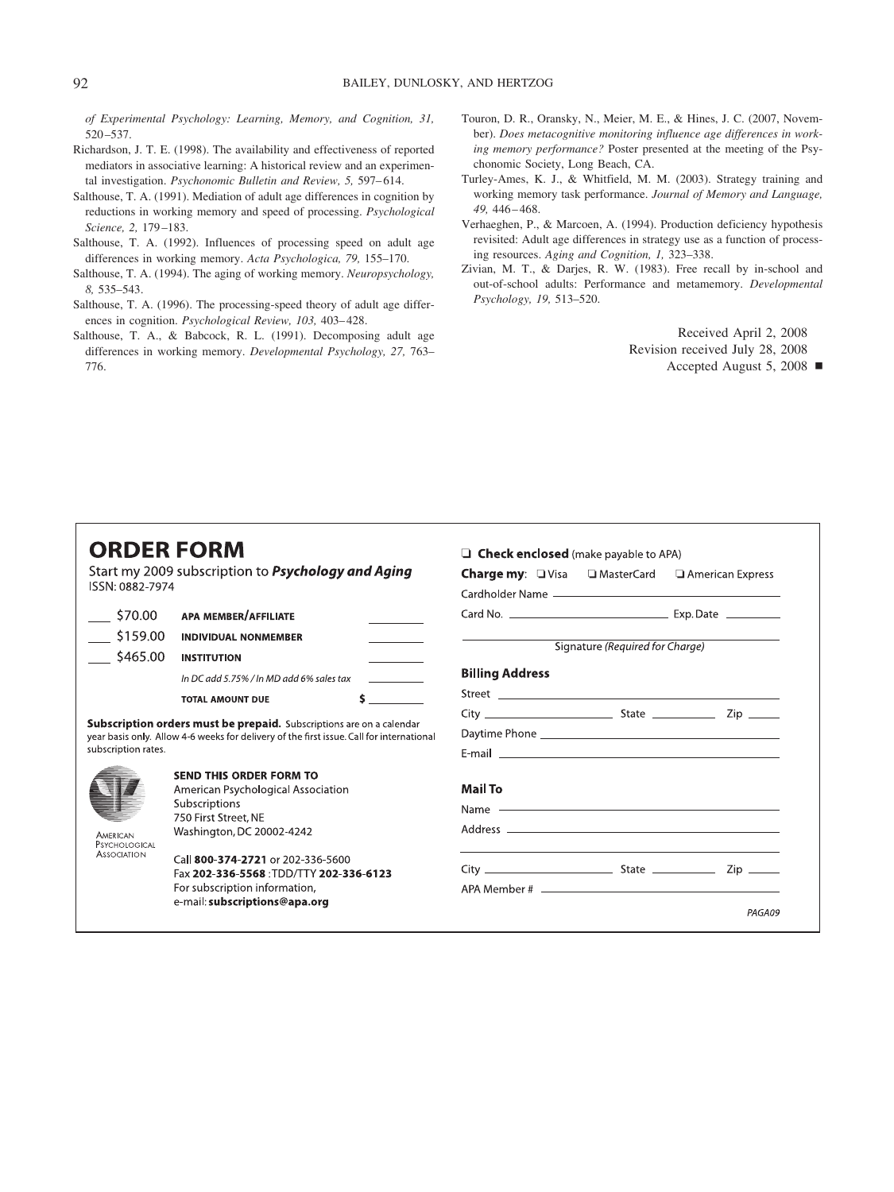of Experimental Psychology: Learning, Memory, and Cognition, 31,* 520–537.

Richardson, J. T. E. (1998). The availability and effectiveness of reported mediators in associative learning: A historical review and an experimental investigation. *Psychonomic Bulletin and Review, 5,* 597–614.

Salthouse, T. A. (1991). Mediation of adult age differences in cognition by reductions in working memory and speed of processing. *Psychological Science, 2,* 179–183.

Salthouse, T. A. (1992). Influences of processing speed on adult age differences in working memory. *Acta Psychologica, 79,* 155–170.

Salthouse, T. A. (1994). The aging of working memory. *Neuropsychology, 8,* 535–543.

Salthouse, T. A. (1996). The processing-speed theory of adult age differences in cognition. *Psychological Review, 103,* 403–428.

Salthouse, T. A., & Babcock, R. L. (1991). Decomposing adult age differences in working memory. *Developmental Psychology, 27,* 763–776.

Touron, D. R., Oransky, N., Meier, M. E., & Hines, J. C. (2007, November). *Does metacognitive monitoring influence age differences in working memory performance?* Poster presented at the meeting of the Psychonomic Society, Long Beach, CA.

Turley-Ames, K. J., & Whitfield, M. M. (2003). Strategy training and working memory task performance. *Journal of Memory and Language, 49,* 446–468.

Verhaeghen, P., & Marcoen, A. (1994). Production deficiency hypothesis revisited: Adult age differences in strategy use as a function of processing resources. *Aging and Cognition, 1,* 323–338.

Zivian, M. T., & Darjes, R. W. (1983). Free recall by in-school and out-of-school adults: Performance and metamemory. *Developmental Psychology, 19,* 513–520.

Received April 2, 2008
Revision received July 28, 2008
Accepted August 5, 2008 ■

# ORDER FORM

Start my 2009 subscription to ***Psychology and Aging***
ISSN: 0882-7974

___ $70.00 **APA MEMBER/AFFILIATE** _______

___ $159.00 **INDIVIDUAL NONMEMBER** _______

___ $465.00 **INSTITUTION** _______

*In DC add 5.75% / In MD add 6% sales tax* _______

**TOTAL AMOUNT DUE** $ _______

**Subscription orders must be prepaid.** Subscriptions are on a calendar year basis only. Allow 4-6 weeks for delivery of the first issue. Call for international subscription rates.

AMERICAN PSYCHOLOGICAL ASSOCIATION

**SEND THIS ORDER FORM TO**
American Psychological Association
Subscriptions
750 First Street, NE
Washington, DC 20002-4242

Call **800-374-2721** or 202-336-5600
Fax **202-336-5568** :TDD/TTY **202-336-6123**
For subscription information,
e-mail: **subscriptions@apa.org**

❑ **Check enclosed** (make payable to APA)

**Charge my**: ❑ Visa ❑ MasterCard ❑ American Express

Cardholder Name _______

Card No. _______ Exp. Date _______

_______
Signature *(Required for Charge)*

**Billing Address**

Street _______

City _______ State _______ Zip _______

Daytime Phone _______

E-mail _______

**Mail To**

Name _______

Address _______

City _______ State _______ Zip _______

APA Member # _______

*PAGA09*